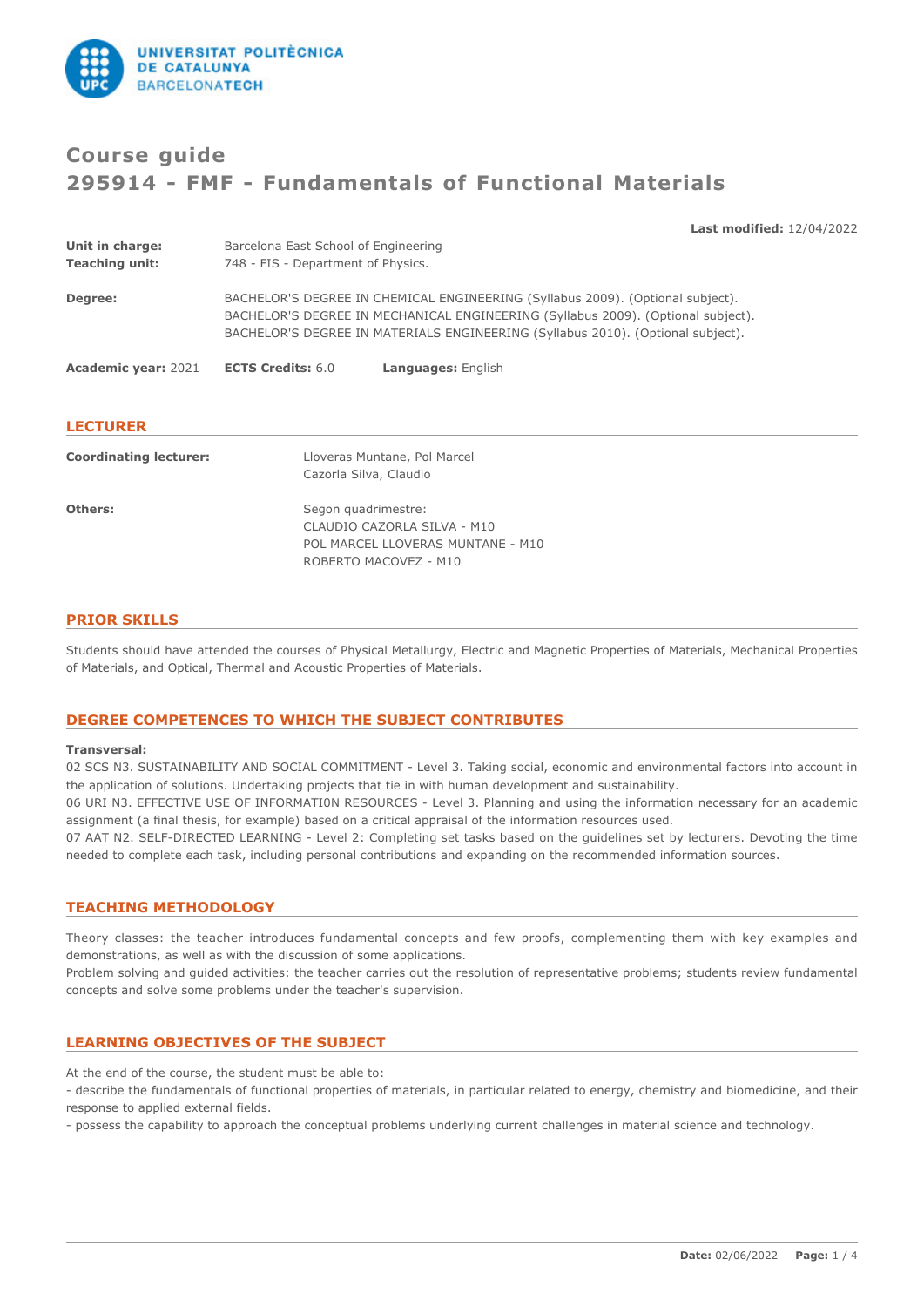# Course guide
# 295914 - FMF - Fundamentals of Functional Materials

**Last modified:** 12/04/2022

**Unit in charge:** Barcelona East School of Engineering
**Teaching unit:** 748 - FIS - Department of Physics.

**Degree:** BACHELOR'S DEGREE IN CHEMICAL ENGINEERING (Syllabus 2009). (Optional subject).
BACHELOR'S DEGREE IN MECHANICAL ENGINEERING (Syllabus 2009). (Optional subject).
BACHELOR'S DEGREE IN MATERIALS ENGINEERING (Syllabus 2010). (Optional subject).

**Academic year:** 2021 **ECTS Credits:** 6.0 **Languages:** English

## LECTURER

**Coordinating lecturer:** Lloveras Muntane, Pol Marcel
Cazorla Silva, Claudio

**Others:** Segon quadrimestre:
CLAUDIO CAZORLA SILVA - M10
POL MARCEL LLOVERAS MUNTANE - M10
ROBERTO MACOVEZ - M10

## PRIOR SKILLS

Students should have attended the courses of Physical Metallurgy, Electric and Magnetic Properties of Materials, Mechanical Properties of Materials, and Optical, Thermal and Acoustic Properties of Materials.

## DEGREE COMPETENCES TO WHICH THE SUBJECT CONTRIBUTES

**Transversal:**

02 SCS N3. SUSTAINABILITY AND SOCIAL COMMITMENT - Level 3. Taking social, economic and environmental factors into account in the application of solutions. Undertaking projects that tie in with human development and sustainability.

06 URI N3. EFFECTIVE USE OF INFORMATI0N RESOURCES - Level 3. Planning and using the information necessary for an academic assignment (a final thesis, for example) based on a critical appraisal of the information resources used.

07 AAT N2. SELF-DIRECTED LEARNING - Level 2: Completing set tasks based on the guidelines set by lecturers. Devoting the time needed to complete each task, including personal contributions and expanding on the recommended information sources.

## TEACHING METHODOLOGY

Theory classes: the teacher introduces fundamental concepts and few proofs, complementing them with key examples and demonstrations, as well as with the discussion of some applications.

Problem solving and guided activities: the teacher carries out the resolution of representative problems; students review fundamental concepts and solve some problems under the teacher's supervision.

## LEARNING OBJECTIVES OF THE SUBJECT

At the end of the course, the student must be able to:

- describe the fundamentals of functional properties of materials, in particular related to energy, chemistry and biomedicine, and their response to applied external fields.
- possess the capability to approach the conceptual problems underlying current challenges in material science and technology.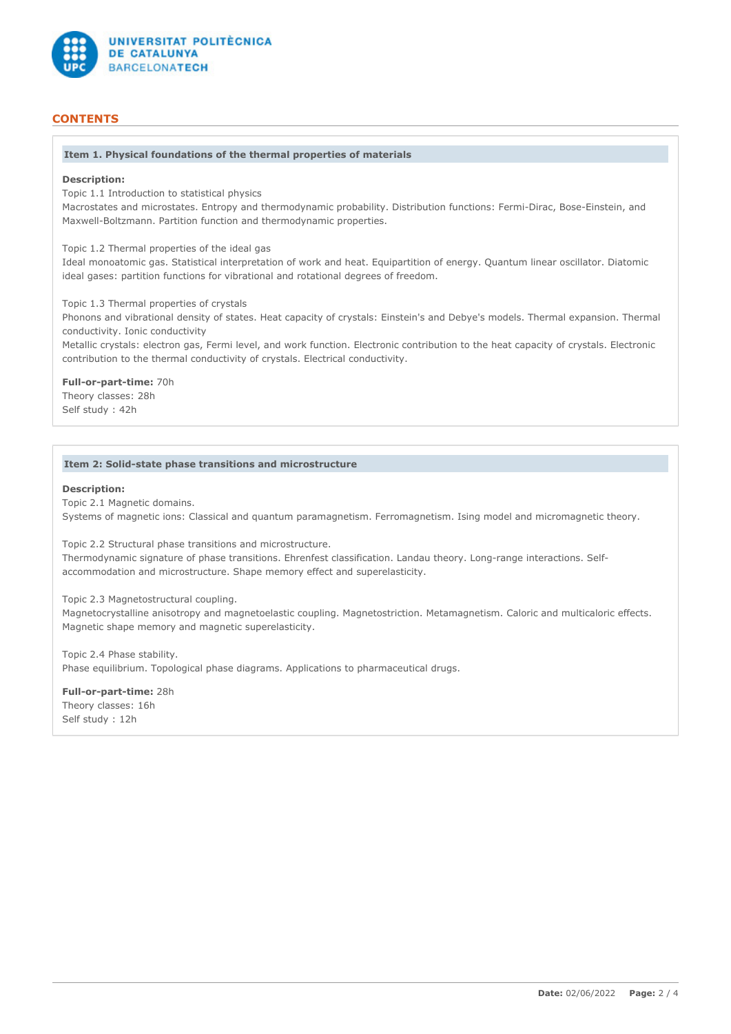## CONTENTS

### Item 1. Physical foundations of the thermal properties of materials

**Description:**

Topic 1.1 Introduction to statistical physics
Macrostates and microstates. Entropy and thermodynamic probability. Distribution functions: Fermi-Dirac, Bose-Einstein, and Maxwell-Boltzmann. Partition function and thermodynamic properties.

Topic 1.2 Thermal properties of the ideal gas
Ideal monoatomic gas. Statistical interpretation of work and heat. Equipartition of energy. Quantum linear oscillator. Diatomic ideal gases: partition functions for vibrational and rotational degrees of freedom.

Topic 1.3 Thermal properties of crystals
Phonons and vibrational density of states. Heat capacity of crystals: Einstein's and Debye's models. Thermal expansion. Thermal conductivity. Ionic conductivity
Metallic crystals: electron gas, Fermi level, and work function. Electronic contribution to the heat capacity of crystals. Electronic contribution to the thermal conductivity of crystals. Electrical conductivity.

**Full-or-part-time:** 70h
Theory classes: 28h
Self study : 42h

### Item 2: Solid-state phase transitions and microstructure

**Description:**

Topic 2.1 Magnetic domains.
Systems of magnetic ions: Classical and quantum paramagnetism. Ferromagnetism. Ising model and micromagnetic theory.

Topic 2.2 Structural phase transitions and microstructure.
Thermodynamic signature of phase transitions. Ehrenfest classification. Landau theory. Long-range interactions. Self-accommodation and microstructure. Shape memory effect and superelasticity.

Topic 2.3 Magnetostructural coupling.
Magnetocrystalline anisotropy and magnetoelastic coupling. Magnetostriction. Metamagnetism. Caloric and multicaloric effects. Magnetic shape memory and magnetic superelasticity.

Topic 2.4 Phase stability.
Phase equilibrium. Topological phase diagrams. Applications to pharmaceutical drugs.

**Full-or-part-time:** 28h
Theory classes: 16h
Self study : 12h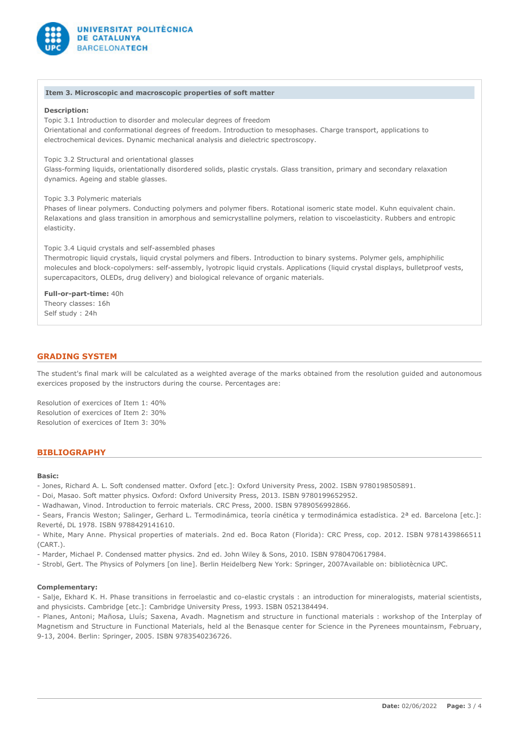**Item 3. Microscopic and macroscopic properties of soft matter**

**Description:**

Topic 3.1 Introduction to disorder and molecular degrees of freedom
Orientational and conformational degrees of freedom. Introduction to mesophases. Charge transport, applications to electrochemical devices. Dynamic mechanical analysis and dielectric spectroscopy.

Topic 3.2 Structural and orientational glasses
Glass-forming liquids, orientationally disordered solids, plastic crystals. Glass transition, primary and secondary relaxation dynamics. Ageing and stable glasses.

Topic 3.3 Polymeric materials
Phases of linear polymers. Conducting polymers and polymer fibers. Rotational isomeric state model. Kuhn equivalent chain. Relaxations and glass transition in amorphous and semicrystalline polymers, relation to viscoelasticity. Rubbers and entropic elasticity.

Topic 3.4 Liquid crystals and self-assembled phases
Thermotropic liquid crystals, liquid crystal polymers and fibers. Introduction to binary systems. Polymer gels, amphiphilic molecules and block-copolymers: self-assembly, lyotropic liquid crystals. Applications (liquid crystal displays, bulletproof vests, supercapacitors, OLEDs, drug delivery) and biological relevance of organic materials.

**Full-or-part-time:** 40h
Theory classes: 16h
Self study : 24h

## GRADING SYSTEM

The student's final mark will be calculated as a weighted average of the marks obtained from the resolution guided and autonomous exercices proposed by the instructors during the course. Percentages are:

Resolution of exercices of Item 1: 40%
Resolution of exercices of Item 2: 30%
Resolution of exercices of Item 3: 30%

## BIBLIOGRAPHY

**Basic:**

- Jones, Richard A. L. Soft condensed matter. Oxford [etc.]: Oxford University Press, 2002. ISBN 9780198505891.
- Doi, Masao. Soft matter physics. Oxford: Oxford University Press, 2013. ISBN 9780199652952.
- Wadhawan, Vinod. Introduction to ferroic materials. CRC Press, 2000. ISBN 9789056992866.
- Sears, Francis Weston; Salinger, Gerhard L. Termodinámica, teoría cinética y termodinámica estadística. 2ª ed. Barcelona [etc.]: Reverté, DL 1978. ISBN 9788429141610.
- White, Mary Anne. Physical properties of materials. 2nd ed. Boca Raton (Florida): CRC Press, cop. 2012. ISBN 9781439866511 (CART.).
- Marder, Michael P. Condensed matter physics. 2nd ed. John Wiley & Sons, 2010. ISBN 9780470617984.
- Strobl, Gert. The Physics of Polymers [on line]. Berlin Heidelberg New York: Springer, 2007Available on: bibliotècnica UPC.

**Complementary:**

- Salje, Ekhard K. H. Phase transitions in ferroelastic and co-elastic crystals : an introduction for mineralogists, material scientists, and physicists. Cambridge [etc.]: Cambridge University Press, 1993. ISBN 0521384494.
- Planes, Antoni; Mañosa, Lluís; Saxena, Avadh. Magnetism and structure in functional materials : workshop of the Interplay of Magnetism and Structure in Functional Materials, held al the Benasque center for Science in the Pyrenees mountainsm, February, 9-13, 2004. Berlin: Springer, 2005. ISBN 9783540236726.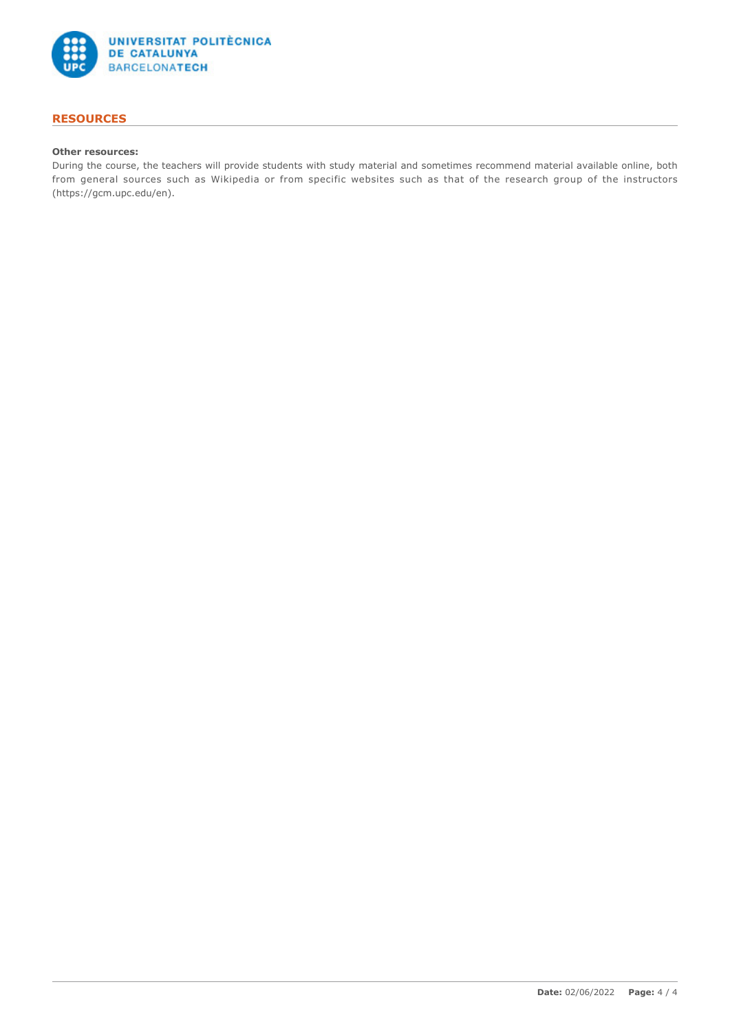## RESOURCES

**Other resources:**

During the course, the teachers will provide students with study material and sometimes recommend material available online, both from general sources such as Wikipedia or from specific websites such as that of the research group of the instructors (https://gcm.upc.edu/en).